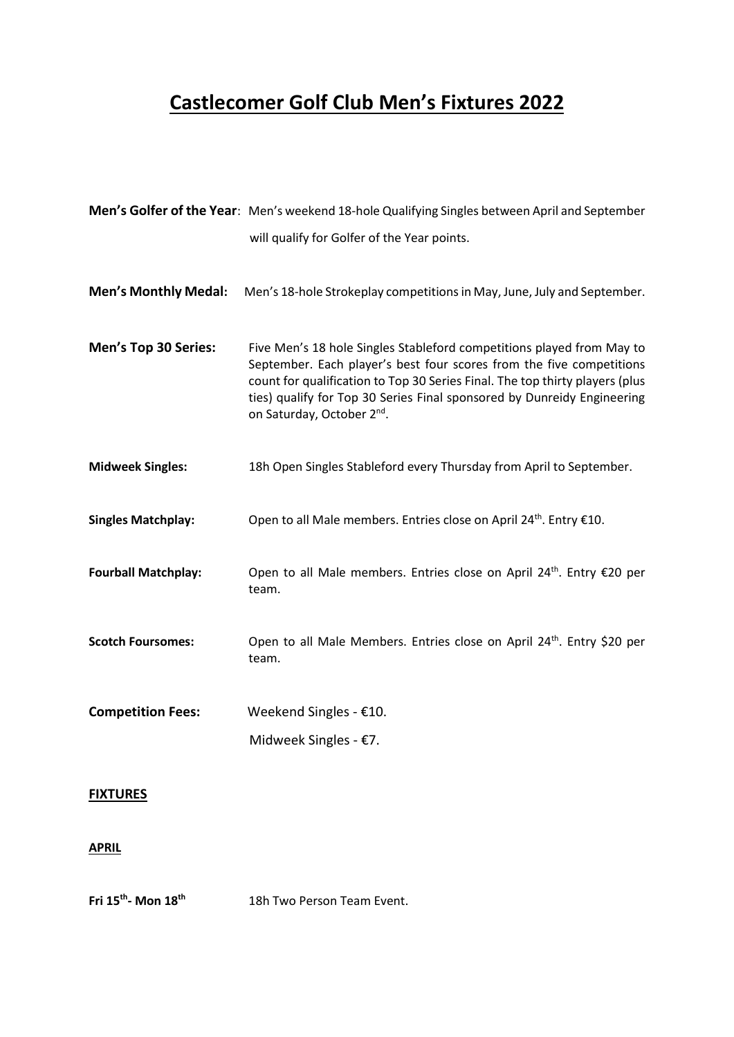# Castlecomer Golf Club Men's Fixtures 2022

**Men's Golfer of the Year**: Men's weekend 18-hole Qualifying Singles between April and September will qualify for Golfer of the Year points.

**Men's Monthly Medal:** Men's 18-hole Strokeplay competitions in May, June, July and September.

**Men's Top 30 Series:** Five Men's 18 hole Singles Stableford competitions played from May to September. Each player's best four scores from the five competitions count for qualification to Top 30 Series Final. The top thirty players (plus ties) qualify for Top 30 Series Final sponsored by Dunreidy Engineering on Saturday, October 2nd.

**Midweek Singles:** 18h Open Singles Stableford every Thursday from April to September.

**Singles Matchplay:** Open to all Male members. Entries close on April 24th. Entry €10.

**Fourball Matchplay:** Open to all Male members. Entries close on April 24th. Entry €20 per team.

**Scotch Foursomes:** Open to all Male Members. Entries close on April 24th. Entry $20 per team.

**Competition Fees:** Weekend Singles - €10.

Midweek Singles - €7.

## FIXTURES

### APRIL

**Fri 15th- Mon 18th** 18h Two Person Team Event.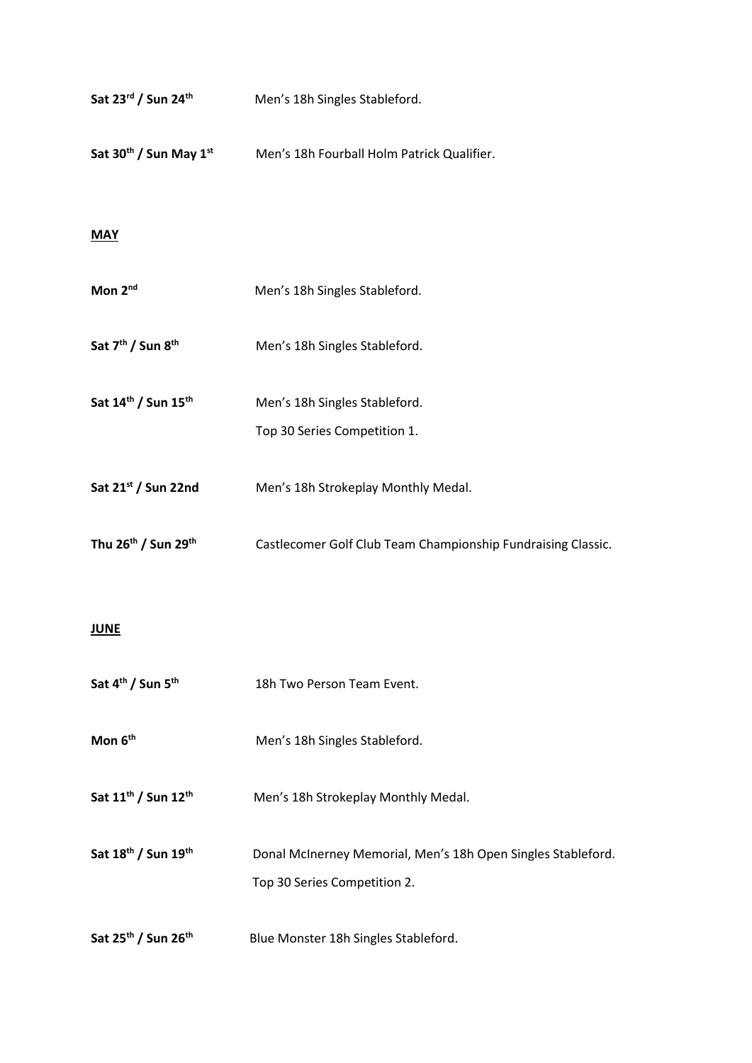**Sat 23rd / Sun 24th** Men's 18h Singles Stableford.

**Sat 30th / Sun May 1st** Men's 18h Fourball Holm Patrick Qualifier.

## MAY

**Mon 2nd** Men's 18h Singles Stableford.

**Sat 7th / Sun 8th** Men's 18h Singles Stableford.

**Sat 14th / Sun 15th** Men's 18h Singles Stableford.
Top 30 Series Competition 1.

**Sat 21st / Sun 22nd** Men's 18h Strokeplay Monthly Medal.

**Thu 26th / Sun 29th** Castlecomer Golf Club Team Championship Fundraising Classic.

## JUNE

**Sat 4th / Sun 5th** 18h Two Person Team Event.

**Mon 6th** Men's 18h Singles Stableford.

**Sat 11th / Sun 12th** Men's 18h Strokeplay Monthly Medal.

**Sat 18th / Sun 19th** Donal McInerney Memorial, Men's 18h Open Singles Stableford.
Top 30 Series Competition 2.

**Sat 25th / Sun 26th** Blue Monster 18h Singles Stableford.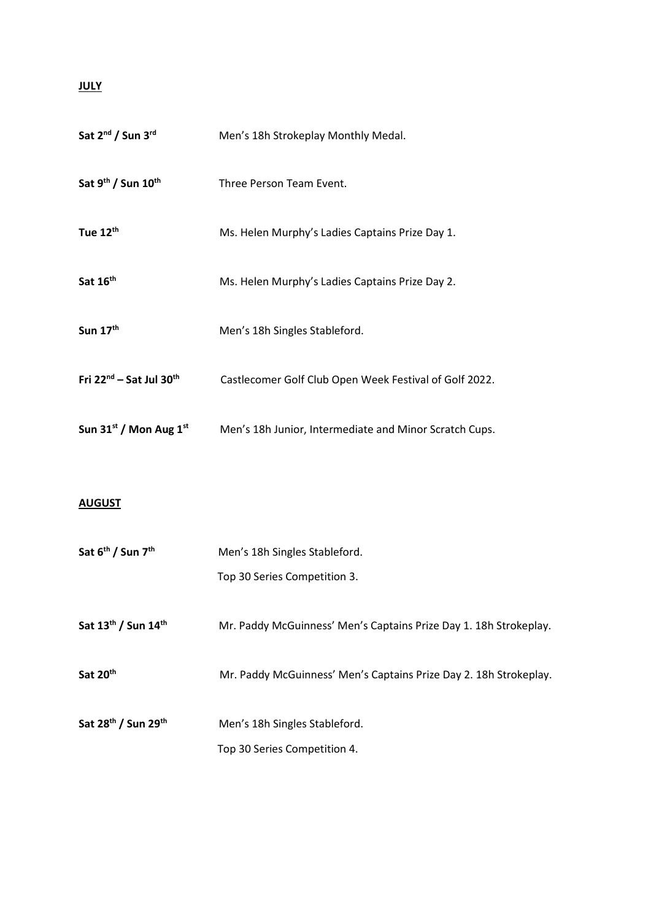**JULY**

| | |
|---|---|
| **Sat 2nd / Sun 3rd** | Men's 18h Strokeplay Monthly Medal. |
| **Sat 9th / Sun 10th** | Three Person Team Event. |
| **Tue 12th** | Ms. Helen Murphy's Ladies Captains Prize Day 1. |
| **Sat 16th** | Ms. Helen Murphy's Ladies Captains Prize Day 2. |
| **Sun 17th** | Men's 18h Singles Stableford. |
| **Fri 22nd – Sat Jul 30th** | Castlecomer Golf Club Open Week Festival of Golf 2022. |
| **Sun 31st / Mon Aug 1st** | Men's 18h Junior, Intermediate and Minor Scratch Cups. |

**AUGUST**

| | |
|---|---|
| **Sat 6th / Sun 7th** | Men's 18h Singles Stableford.<br>Top 30 Series Competition 3. |
| **Sat 13th / Sun 14th** | Mr. Paddy McGuinness' Men's Captains Prize Day 1. 18h Strokeplay. |
| **Sat 20th** | Mr. Paddy McGuinness' Men's Captains Prize Day 2. 18h Strokeplay. |
| **Sat 28th / Sun 29th** | Men's 18h Singles Stableford.<br>Top 30 Series Competition 4. |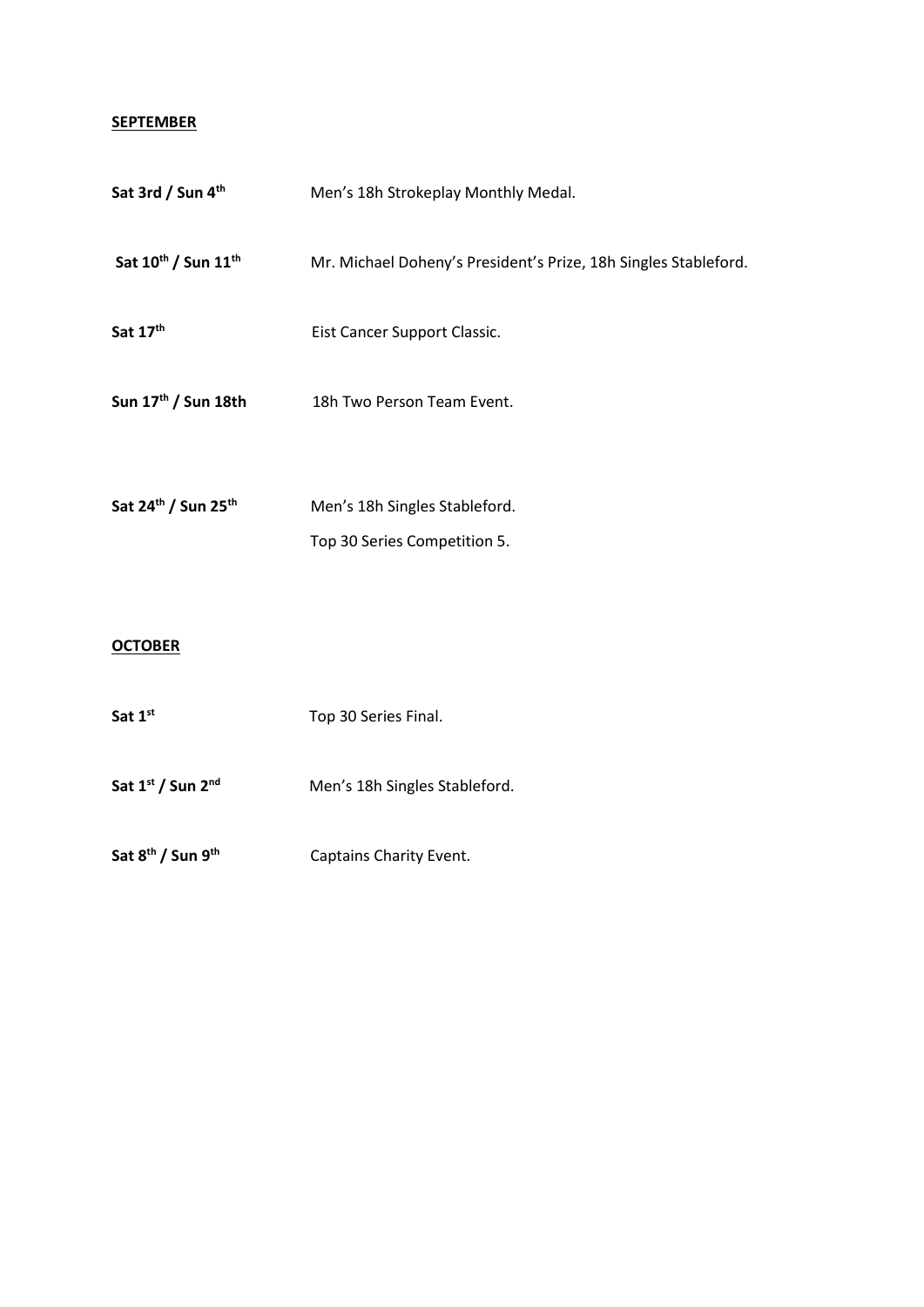**SEPTEMBER**

| | |
|---|---|
| **Sat 3rd / Sun 4th** | Men's 18h Strokeplay Monthly Medal. |
| **Sat 10th / Sun 11th** | Mr. Michael Doheny's President's Prize, 18h Singles Stableford. |
| **Sat 17th** | Eist Cancer Support Classic. |
| **Sun 17th / Sun 18th** | 18h Two Person Team Event. |
| **Sat 24th / Sun 25th** | Men's 18h Singles Stableford.<br>Top 30 Series Competition 5. |

**OCTOBER**

| | |
|---|---|
| **Sat 1st** | Top 30 Series Final. |
| **Sat 1st / Sun 2nd** | Men's 18h Singles Stableford. |
| **Sat 8th / Sun 9th** | Captains Charity Event. |